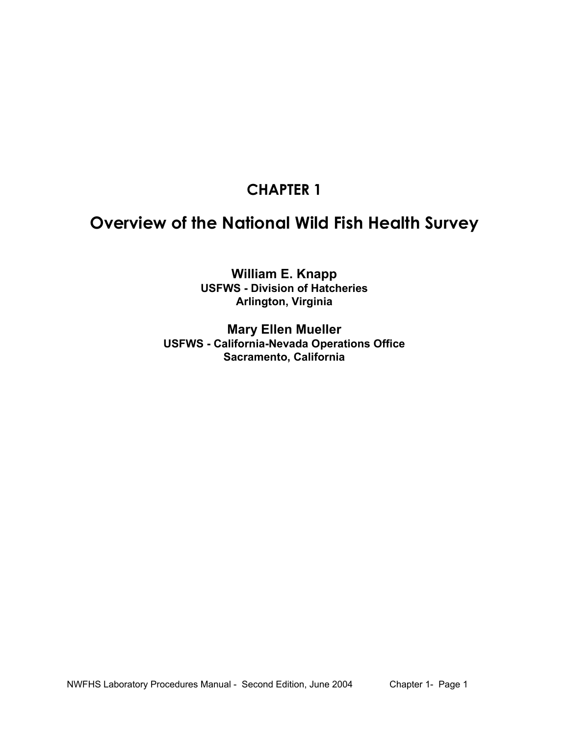# CHAPTER 1

# Overview of the National Wild Fish Health Survey

**William E. Knapp**
**USFWS - Division of Hatcheries**
**Arlington, Virginia**

**Mary Ellen Mueller**
**USFWS - California-Nevada Operations Office**
**Sacramento, California**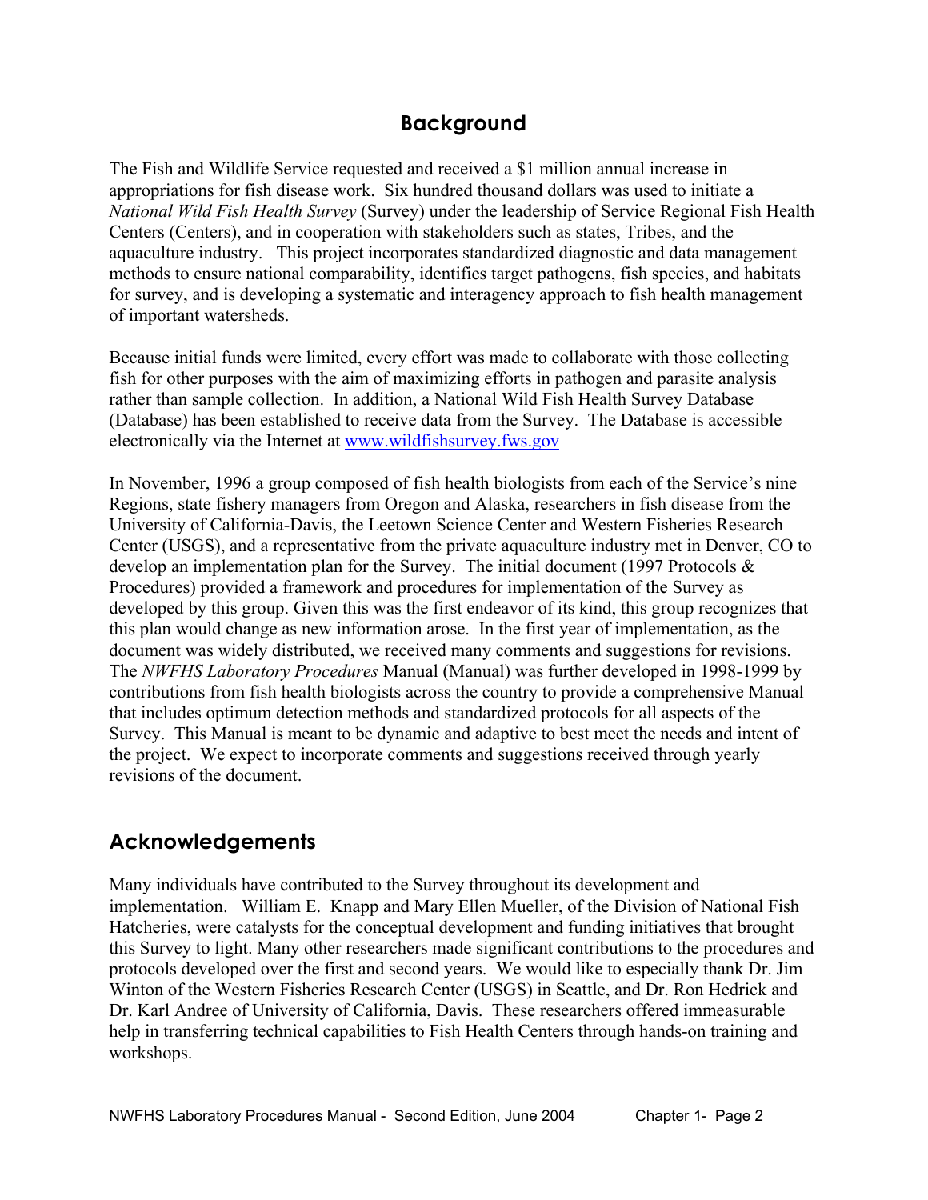## Background

The Fish and Wildlife Service requested and received a $1 million annual increase in appropriations for fish disease work. Six hundred thousand dollars was used to initiate a *National Wild Fish Health Survey* (Survey) under the leadership of Service Regional Fish Health Centers (Centers), and in cooperation with stakeholders such as states, Tribes, and the aquaculture industry. This project incorporates standardized diagnostic and data management methods to ensure national comparability, identifies target pathogens, fish species, and habitats for survey, and is developing a systematic and interagency approach to fish health management of important watersheds.

Because initial funds were limited, every effort was made to collaborate with those collecting fish for other purposes with the aim of maximizing efforts in pathogen and parasite analysis rather than sample collection. In addition, a National Wild Fish Health Survey Database (Database) has been established to receive data from the Survey. The Database is accessible electronically via the Internet at www.wildfishsurvey.fws.gov

In November, 1996 a group composed of fish health biologists from each of the Service's nine Regions, state fishery managers from Oregon and Alaska, researchers in fish disease from the University of California-Davis, the Leetown Science Center and Western Fisheries Research Center (USGS), and a representative from the private aquaculture industry met in Denver, CO to develop an implementation plan for the Survey. The initial document (1997 Protocols & Procedures) provided a framework and procedures for implementation of the Survey as developed by this group. Given this was the first endeavor of its kind, this group recognizes that this plan would change as new information arose. In the first year of implementation, as the document was widely distributed, we received many comments and suggestions for revisions. The *NWFHS Laboratory Procedures* Manual (Manual) was further developed in 1998-1999 by contributions from fish health biologists across the country to provide a comprehensive Manual that includes optimum detection methods and standardized protocols for all aspects of the Survey. This Manual is meant to be dynamic and adaptive to best meet the needs and intent of the project. We expect to incorporate comments and suggestions received through yearly revisions of the document.

## Acknowledgements

Many individuals have contributed to the Survey throughout its development and implementation. William E. Knapp and Mary Ellen Mueller, of the Division of National Fish Hatcheries, were catalysts for the conceptual development and funding initiatives that brought this Survey to light. Many other researchers made significant contributions to the procedures and protocols developed over the first and second years. We would like to especially thank Dr. Jim Winton of the Western Fisheries Research Center (USGS) in Seattle, and Dr. Ron Hedrick and Dr. Karl Andree of University of California, Davis. These researchers offered immeasurable help in transferring technical capabilities to Fish Health Centers through hands-on training and workshops.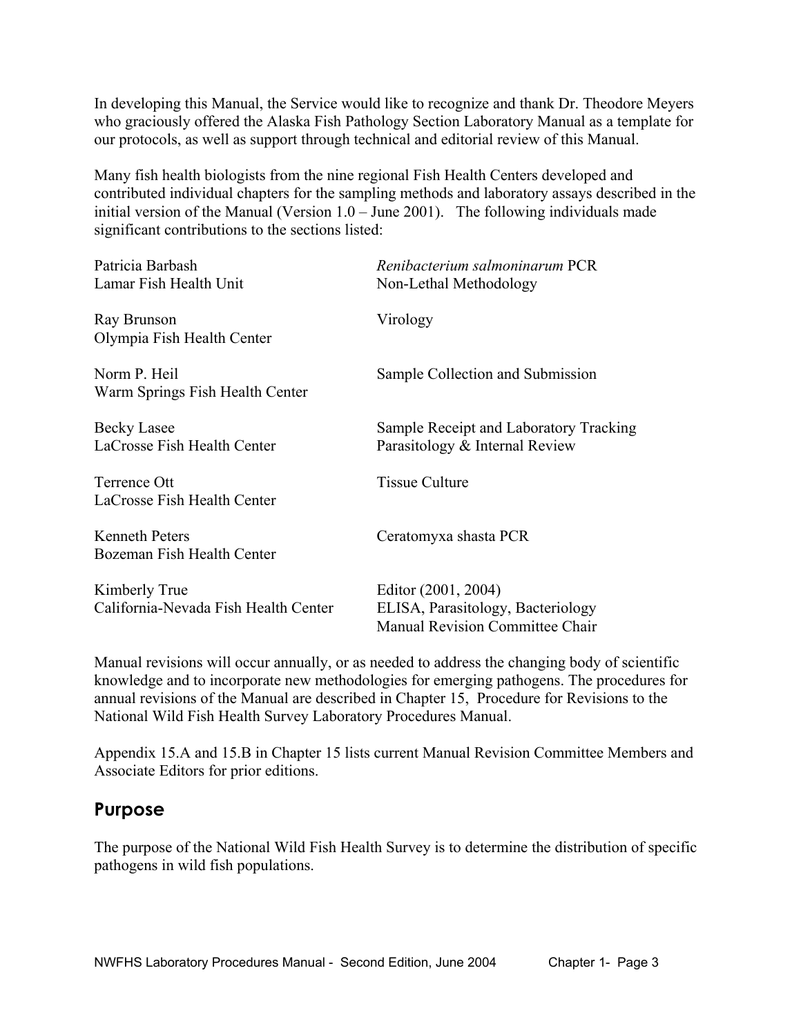In developing this Manual, the Service would like to recognize and thank Dr. Theodore Meyers who graciously offered the Alaska Fish Pathology Section Laboratory Manual as a template for our protocols, as well as support through technical and editorial review of this Manual.

Many fish health biologists from the nine regional Fish Health Centers developed and contributed individual chapters for the sampling methods and laboratory assays described in the initial version of the Manual (Version 1.0 – June 2001). The following individuals made significant contributions to the sections listed:

| | |
|---|---|
| Patricia Barbash<br>Lamar Fish Health Unit | *Renibacterium salmoninarum* PCR<br>Non-Lethal Methodology |
| Ray Brunson<br>Olympia Fish Health Center | Virology |
| Norm P. Heil<br>Warm Springs Fish Health Center | Sample Collection and Submission |
| Becky Lasee<br>LaCrosse Fish Health Center | Sample Receipt and Laboratory Tracking<br>Parasitology & Internal Review |
| Terrence Ott<br>LaCrosse Fish Health Center | Tissue Culture |
| Kenneth Peters<br>Bozeman Fish Health Center | Ceratomyxa shasta PCR |
| Kimberly True<br>California-Nevada Fish Health Center | Editor (2001, 2004)<br>ELISA, Parasitology, Bacteriology<br>Manual Revision Committee Chair |

Manual revisions will occur annually, or as needed to address the changing body of scientific knowledge and to incorporate new methodologies for emerging pathogens. The procedures for annual revisions of the Manual are described in Chapter 15, Procedure for Revisions to the National Wild Fish Health Survey Laboratory Procedures Manual.

Appendix 15.A and 15.B in Chapter 15 lists current Manual Revision Committee Members and Associate Editors for prior editions.

## Purpose

The purpose of the National Wild Fish Health Survey is to determine the distribution of specific pathogens in wild fish populations.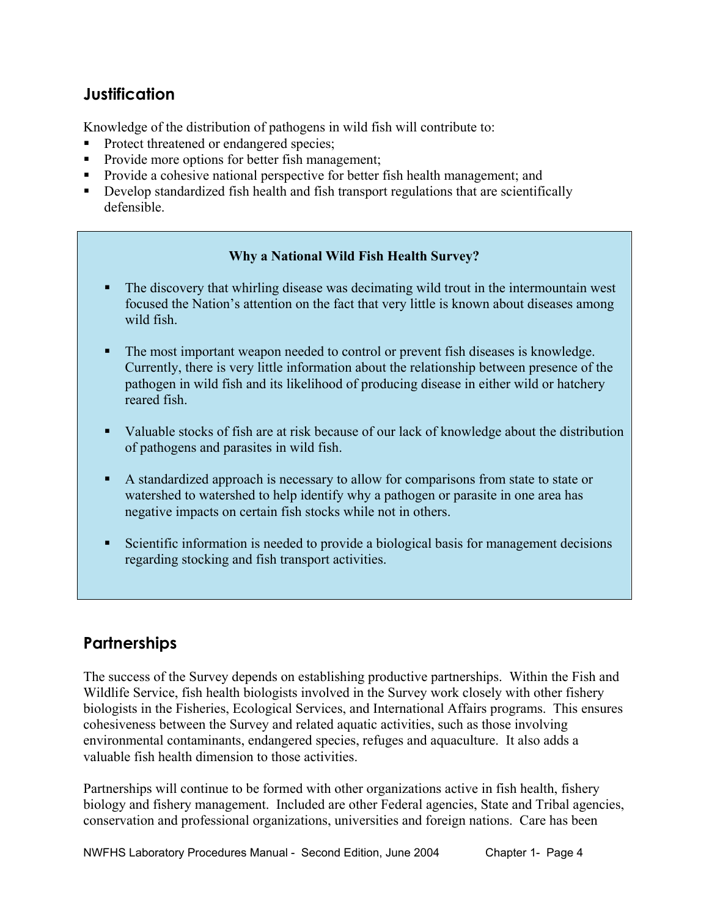## Justification

Knowledge of the distribution of pathogens in wild fish will contribute to:

- Protect threatened or endangered species;
- Provide more options for better fish management;
- Provide a cohesive national perspective for better fish health management; and
- Develop standardized fish health and fish transport regulations that are scientifically defensible.

**Why a National Wild Fish Health Survey?**

- The discovery that whirling disease was decimating wild trout in the intermountain west focused the Nation's attention on the fact that very little is known about diseases among wild fish.
- The most important weapon needed to control or prevent fish diseases is knowledge. Currently, there is very little information about the relationship between presence of the pathogen in wild fish and its likelihood of producing disease in either wild or hatchery reared fish.
- Valuable stocks of fish are at risk because of our lack of knowledge about the distribution of pathogens and parasites in wild fish.
- A standardized approach is necessary to allow for comparisons from state to state or watershed to watershed to help identify why a pathogen or parasite in one area has negative impacts on certain fish stocks while not in others.
- Scientific information is needed to provide a biological basis for management decisions regarding stocking and fish transport activities.

## Partnerships

The success of the Survey depends on establishing productive partnerships. Within the Fish and Wildlife Service, fish health biologists involved in the Survey work closely with other fishery biologists in the Fisheries, Ecological Services, and International Affairs programs. This ensures cohesiveness between the Survey and related aquatic activities, such as those involving environmental contaminants, endangered species, refuges and aquaculture. It also adds a valuable fish health dimension to those activities.

Partnerships will continue to be formed with other organizations active in fish health, fishery biology and fishery management. Included are other Federal agencies, State and Tribal agencies, conservation and professional organizations, universities and foreign nations. Care has been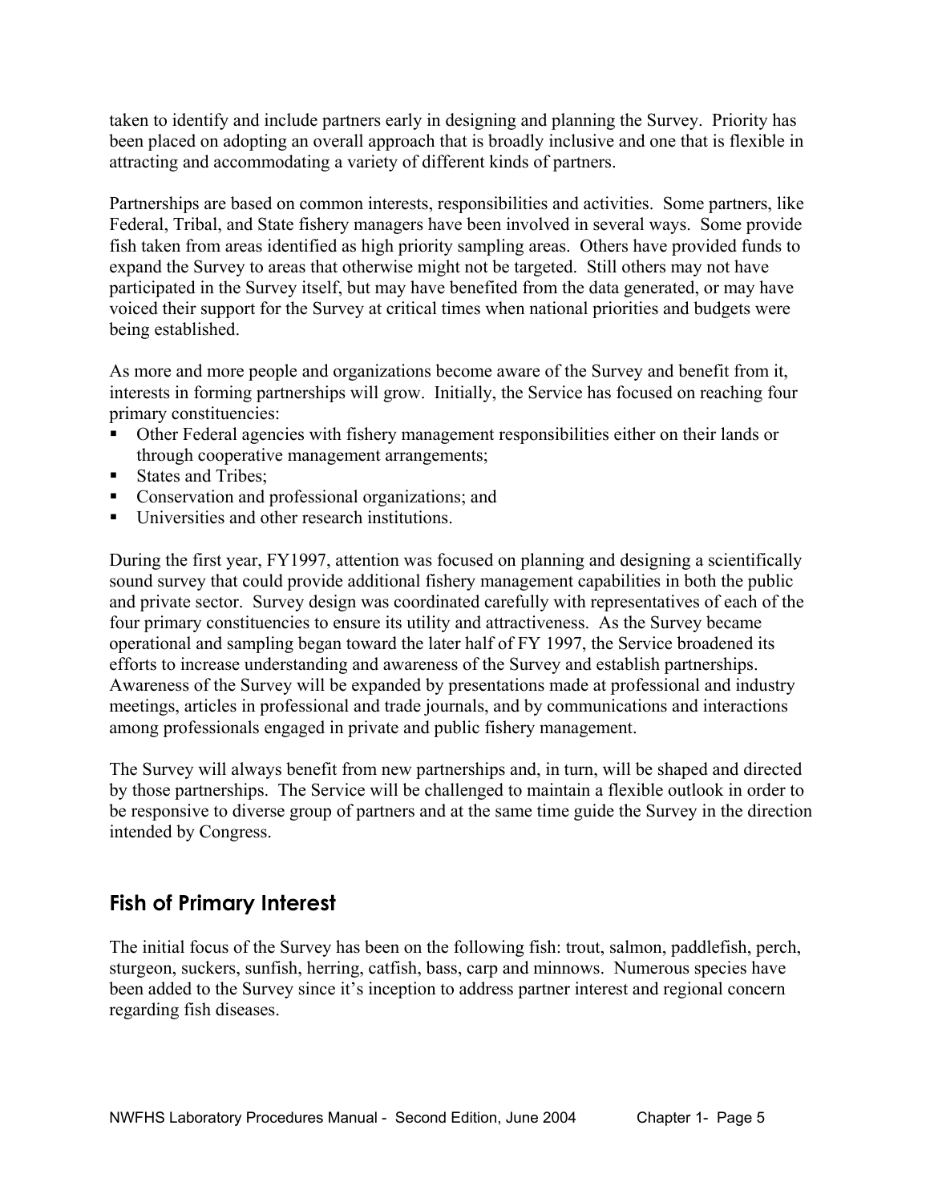taken to identify and include partners early in designing and planning the Survey. Priority has been placed on adopting an overall approach that is broadly inclusive and one that is flexible in attracting and accommodating a variety of different kinds of partners.

Partnerships are based on common interests, responsibilities and activities. Some partners, like Federal, Tribal, and State fishery managers have been involved in several ways. Some provide fish taken from areas identified as high priority sampling areas. Others have provided funds to expand the Survey to areas that otherwise might not be targeted. Still others may not have participated in the Survey itself, but may have benefited from the data generated, or may have voiced their support for the Survey at critical times when national priorities and budgets were being established.

As more and more people and organizations become aware of the Survey and benefit from it, interests in forming partnerships will grow. Initially, the Service has focused on reaching four primary constituencies:

- Other Federal agencies with fishery management responsibilities either on their lands or through cooperative management arrangements;
- States and Tribes;
- Conservation and professional organizations; and
- Universities and other research institutions.

During the first year, FY1997, attention was focused on planning and designing a scientifically sound survey that could provide additional fishery management capabilities in both the public and private sector. Survey design was coordinated carefully with representatives of each of the four primary constituencies to ensure its utility and attractiveness. As the Survey became operational and sampling began toward the later half of FY 1997, the Service broadened its efforts to increase understanding and awareness of the Survey and establish partnerships. Awareness of the Survey will be expanded by presentations made at professional and industry meetings, articles in professional and trade journals, and by communications and interactions among professionals engaged in private and public fishery management.

The Survey will always benefit from new partnerships and, in turn, will be shaped and directed by those partnerships. The Service will be challenged to maintain a flexible outlook in order to be responsive to diverse group of partners and at the same time guide the Survey in the direction intended by Congress.

## Fish of Primary Interest

The initial focus of the Survey has been on the following fish: trout, salmon, paddlefish, perch, sturgeon, suckers, sunfish, herring, catfish, bass, carp and minnows. Numerous species have been added to the Survey since it's inception to address partner interest and regional concern regarding fish diseases.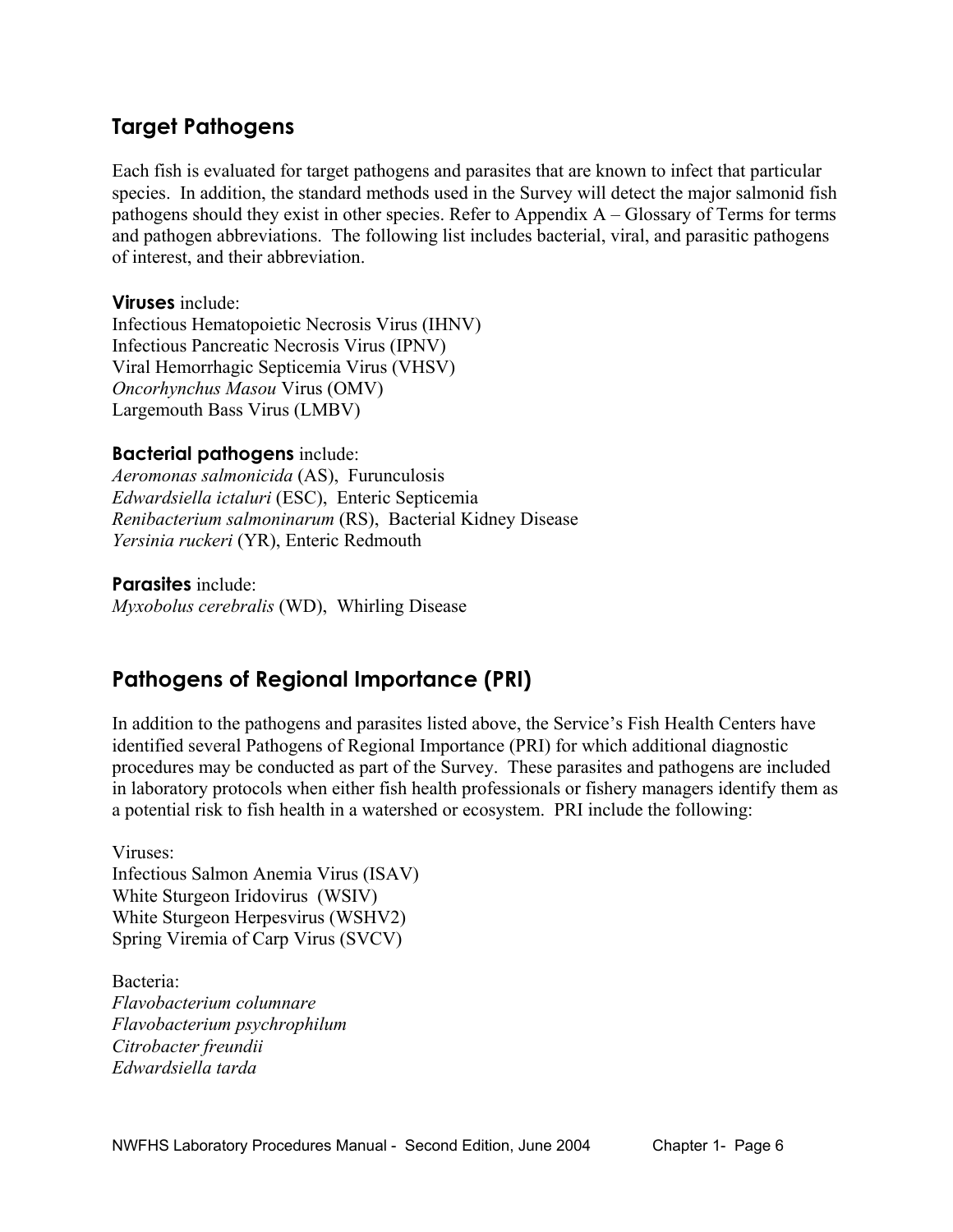## Target Pathogens

Each fish is evaluated for target pathogens and parasites that are known to infect that particular species. In addition, the standard methods used in the Survey will detect the major salmonid fish pathogens should they exist in other species. Refer to Appendix A – Glossary of Terms for terms and pathogen abbreviations. The following list includes bacterial, viral, and parasitic pathogens of interest, and their abbreviation.

**Viruses** include:
Infectious Hematopoietic Necrosis Virus (IHNV)
Infectious Pancreatic Necrosis Virus (IPNV)
Viral Hemorrhagic Septicemia Virus (VHSV)
*Oncorhynchus Masou* Virus (OMV)
Largemouth Bass Virus (LMBV)

**Bacterial pathogens** include:
*Aeromonas salmonicida* (AS), Furunculosis
*Edwardsiella ictaluri* (ESC), Enteric Septicemia
*Renibacterium salmoninarum* (RS), Bacterial Kidney Disease
*Yersinia ruckeri* (YR), Enteric Redmouth

**Parasites** include:
*Myxobolus cerebralis* (WD), Whirling Disease

## Pathogens of Regional Importance (PRI)

In addition to the pathogens and parasites listed above, the Service's Fish Health Centers have identified several Pathogens of Regional Importance (PRI) for which additional diagnostic procedures may be conducted as part of the Survey. These parasites and pathogens are included in laboratory protocols when either fish health professionals or fishery managers identify them as a potential risk to fish health in a watershed or ecosystem. PRI include the following:

Viruses:
Infectious Salmon Anemia Virus (ISAV)
White Sturgeon Iridovirus (WSIV)
White Sturgeon Herpesvirus (WSHV2)
Spring Viremia of Carp Virus (SVCV)

Bacteria:
*Flavobacterium columnare*
*Flavobacterium psychrophilum*
*Citrobacter freundii*
*Edwardsiella tarda*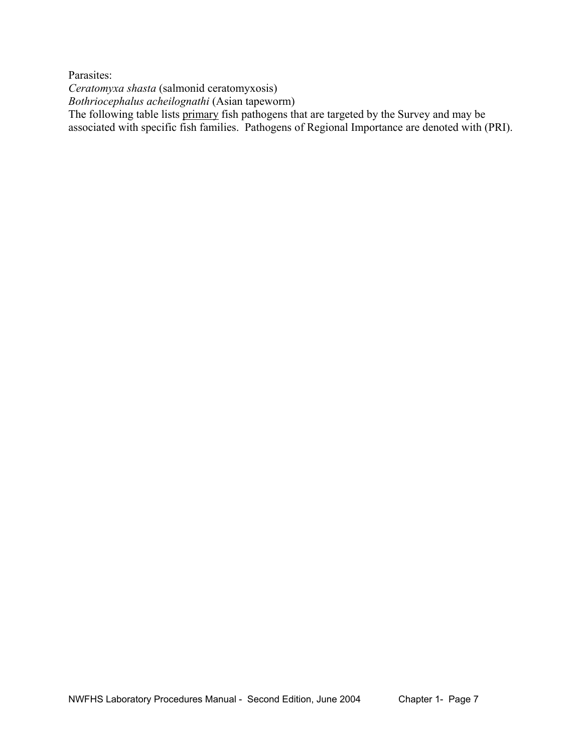Parasites:

*Ceratomyxa shasta* (salmonid ceratomyxosis)

*Bothriocephalus acheilognathi* (Asian tapeworm)

The following table lists <u>primary</u> fish pathogens that are targeted by the Survey and may be associated with specific fish families. Pathogens of Regional Importance are denoted with (PRI).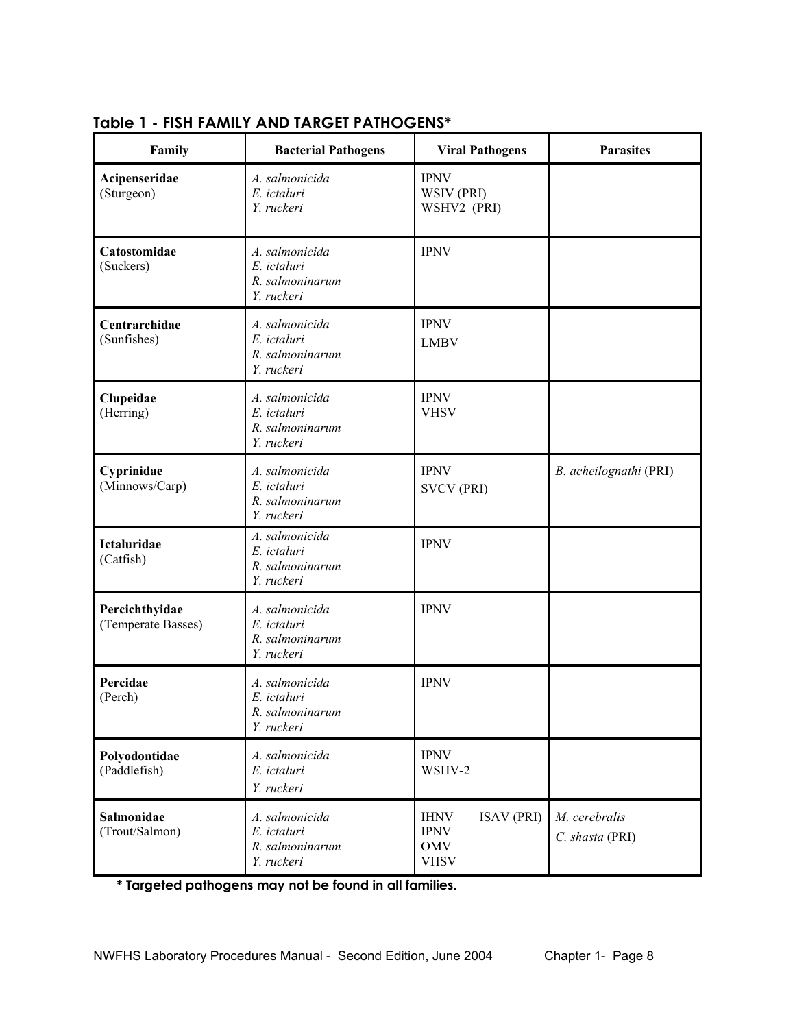### Table 1 - FISH FAMILY AND TARGET PATHOGENS*

| Family | Bacterial Pathogens | Viral Pathogens | Parasites |
|---|---|---|---|
| **Acipenseridae** (Sturgeon) | *A. salmonicida*<br>*E. ictaluri*<br>*Y. ruckeri* | IPNV<br>WSIV (PRI)<br>WSHV2 (PRI) | |
| **Catostomidae** (Suckers) | *A. salmonicida*<br>*E. ictaluri*<br>*R. salmoninarum*<br>*Y. ruckeri* | IPNV | |
| **Centrarchidae** (Sunfishes) | *A. salmonicida*<br>*E. ictaluri*<br>*R. salmoninarum*<br>*Y. ruckeri* | IPNV<br>LMBV | |
| **Clupeidae** (Herring) | *A. salmonicida*<br>*E. ictaluri*<br>*R. salmoninarum*<br>*Y. ruckeri* | IPNV<br>VHSV | |
| **Cyprinidae** (Minnows/Carp) | *A. salmonicida*<br>*E. ictaluri*<br>*R. salmoninarum*<br>*Y. ruckeri* | IPNV<br>SVCV (PRI) | *B. acheilognathi* (PRI) |
| **Ictaluridae** (Catfish) | *A. salmonicida*<br>*E. ictaluri*<br>*R. salmoninarum*<br>*Y. ruckeri* | IPNV | |
| **Percichthyidae** (Temperate Basses) | *A. salmonicida*<br>*E. ictaluri*<br>*R. salmoninarum*<br>*Y. ruckeri* | IPNV | |
| **Percidae** (Perch) | *A. salmonicida*<br>*E. ictaluri*<br>*R. salmoninarum*<br>*Y. ruckeri* | IPNV | |
| **Polyodontidae** (Paddlefish) | *A. salmonicida*<br>*E. ictaluri*<br>*Y. ruckeri* | IPNV<br>WSHV-2 | |
| **Salmonidae** (Trout/Salmon) | *A. salmonicida*<br>*E. ictaluri*<br>*R. salmoninarum*<br>*Y. ruckeri* | IHNV ISAV (PRI)<br>IPNV<br>OMV<br>VHSV | *M. cerebralis*<br>*C. shasta* (PRI) |

**\* Targeted pathogens may not be found in all families.**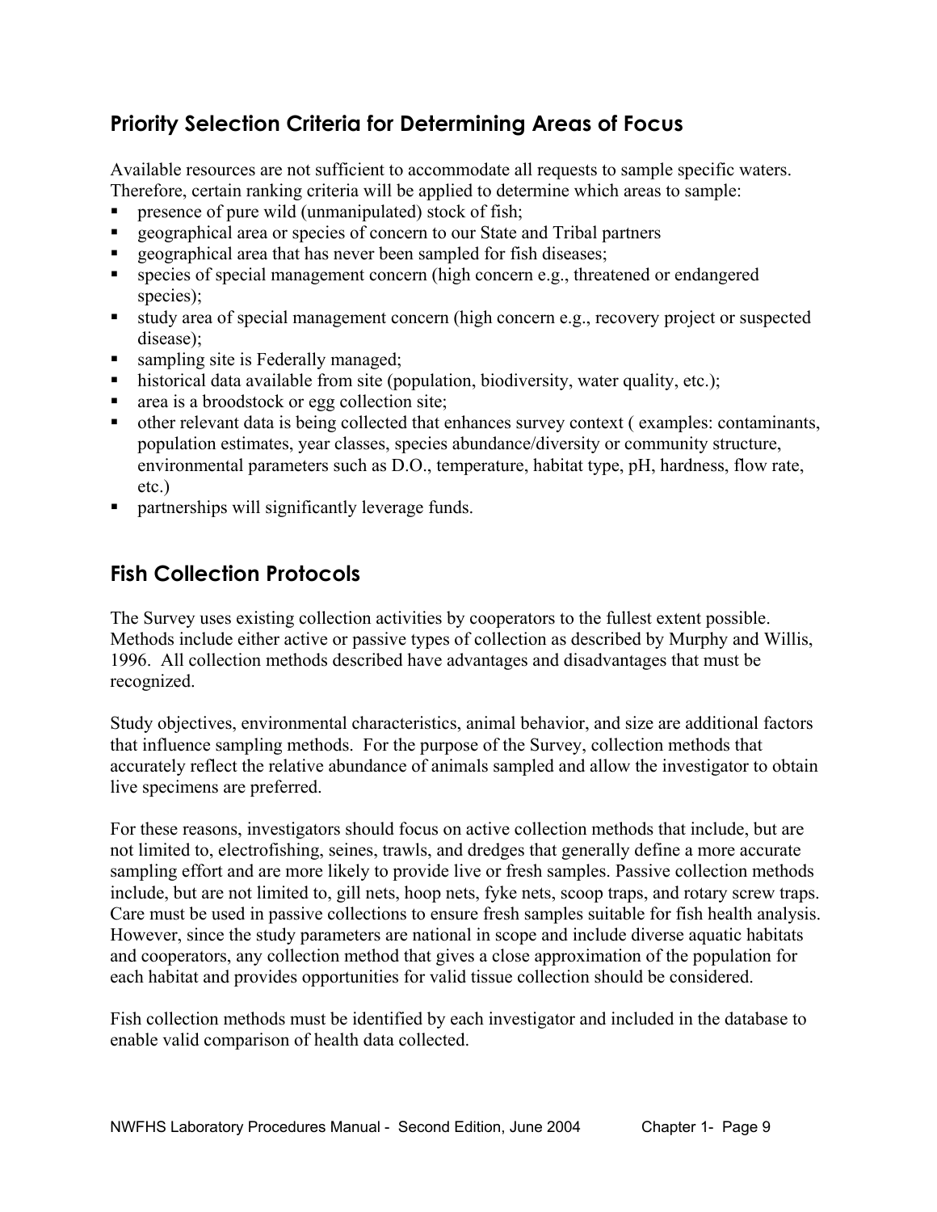## Priority Selection Criteria for Determining Areas of Focus

Available resources are not sufficient to accommodate all requests to sample specific waters. Therefore, certain ranking criteria will be applied to determine which areas to sample:

- presence of pure wild (unmanipulated) stock of fish;
- geographical area or species of concern to our State and Tribal partners
- geographical area that has never been sampled for fish diseases;
- species of special management concern (high concern e.g., threatened or endangered species);
- study area of special management concern (high concern e.g., recovery project or suspected disease);
- sampling site is Federally managed;
- historical data available from site (population, biodiversity, water quality, etc.);
- area is a broodstock or egg collection site;
- other relevant data is being collected that enhances survey context ( examples: contaminants, population estimates, year classes, species abundance/diversity or community structure, environmental parameters such as D.O., temperature, habitat type, pH, hardness, flow rate, etc.)
- partnerships will significantly leverage funds.

## Fish Collection Protocols

The Survey uses existing collection activities by cooperators to the fullest extent possible. Methods include either active or passive types of collection as described by Murphy and Willis, 1996. All collection methods described have advantages and disadvantages that must be recognized.

Study objectives, environmental characteristics, animal behavior, and size are additional factors that influence sampling methods. For the purpose of the Survey, collection methods that accurately reflect the relative abundance of animals sampled and allow the investigator to obtain live specimens are preferred.

For these reasons, investigators should focus on active collection methods that include, but are not limited to, electrofishing, seines, trawls, and dredges that generally define a more accurate sampling effort and are more likely to provide live or fresh samples. Passive collection methods include, but are not limited to, gill nets, hoop nets, fyke nets, scoop traps, and rotary screw traps. Care must be used in passive collections to ensure fresh samples suitable for fish health analysis. However, since the study parameters are national in scope and include diverse aquatic habitats and cooperators, any collection method that gives a close approximation of the population for each habitat and provides opportunities for valid tissue collection should be considered.

Fish collection methods must be identified by each investigator and included in the database to enable valid comparison of health data collected.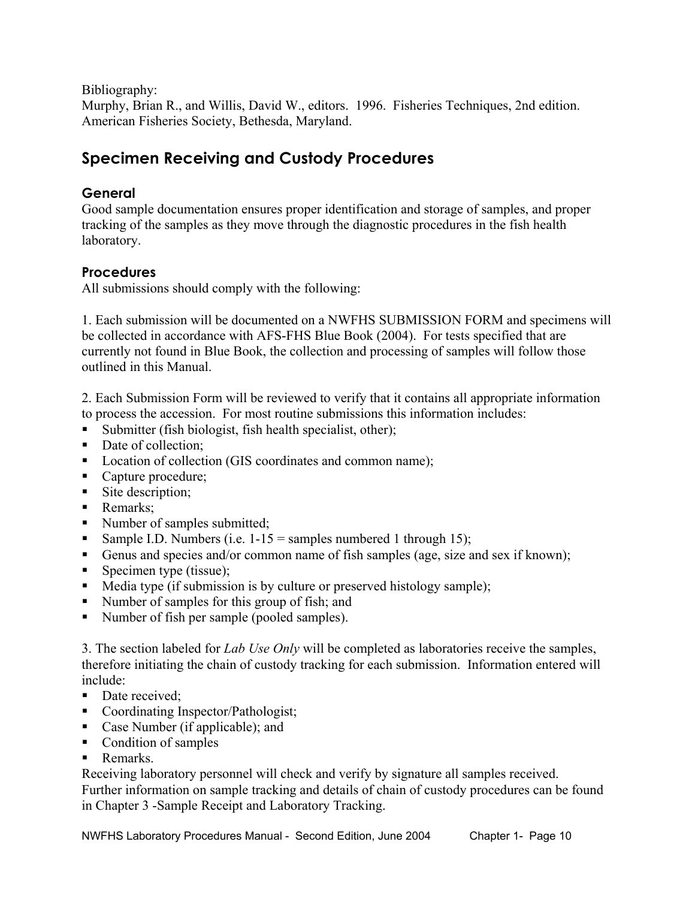Bibliography:
Murphy, Brian R., and Willis, David W., editors. 1996. Fisheries Techniques, 2nd edition. American Fisheries Society, Bethesda, Maryland.

## Specimen Receiving and Custody Procedures

### General

Good sample documentation ensures proper identification and storage of samples, and proper tracking of the samples as they move through the diagnostic procedures in the fish health laboratory.

### Procedures

All submissions should comply with the following:

1. Each submission will be documented on a NWFHS SUBMISSION FORM and specimens will be collected in accordance with AFS-FHS Blue Book (2004). For tests specified that are currently not found in Blue Book, the collection and processing of samples will follow those outlined in this Manual.

2. Each Submission Form will be reviewed to verify that it contains all appropriate information to process the accession. For most routine submissions this information includes:

- Submitter (fish biologist, fish health specialist, other);
- Date of collection;
- Location of collection (GIS coordinates and common name);
- Capture procedure;
- Site description;
- Remarks;
- Number of samples submitted;
- Sample I.D. Numbers (i.e. 1-15 = samples numbered 1 through 15);
- Genus and species and/or common name of fish samples (age, size and sex if known);
- Specimen type (tissue);
- Media type (if submission is by culture or preserved histology sample);
- Number of samples for this group of fish; and
- Number of fish per sample (pooled samples).

3. The section labeled for *Lab Use Only* will be completed as laboratories receive the samples, therefore initiating the chain of custody tracking for each submission. Information entered will include:

- Date received;
- Coordinating Inspector/Pathologist;
- Case Number (if applicable); and
- Condition of samples
- Remarks.

Receiving laboratory personnel will check and verify by signature all samples received. Further information on sample tracking and details of chain of custody procedures can be found in Chapter 3 -Sample Receipt and Laboratory Tracking.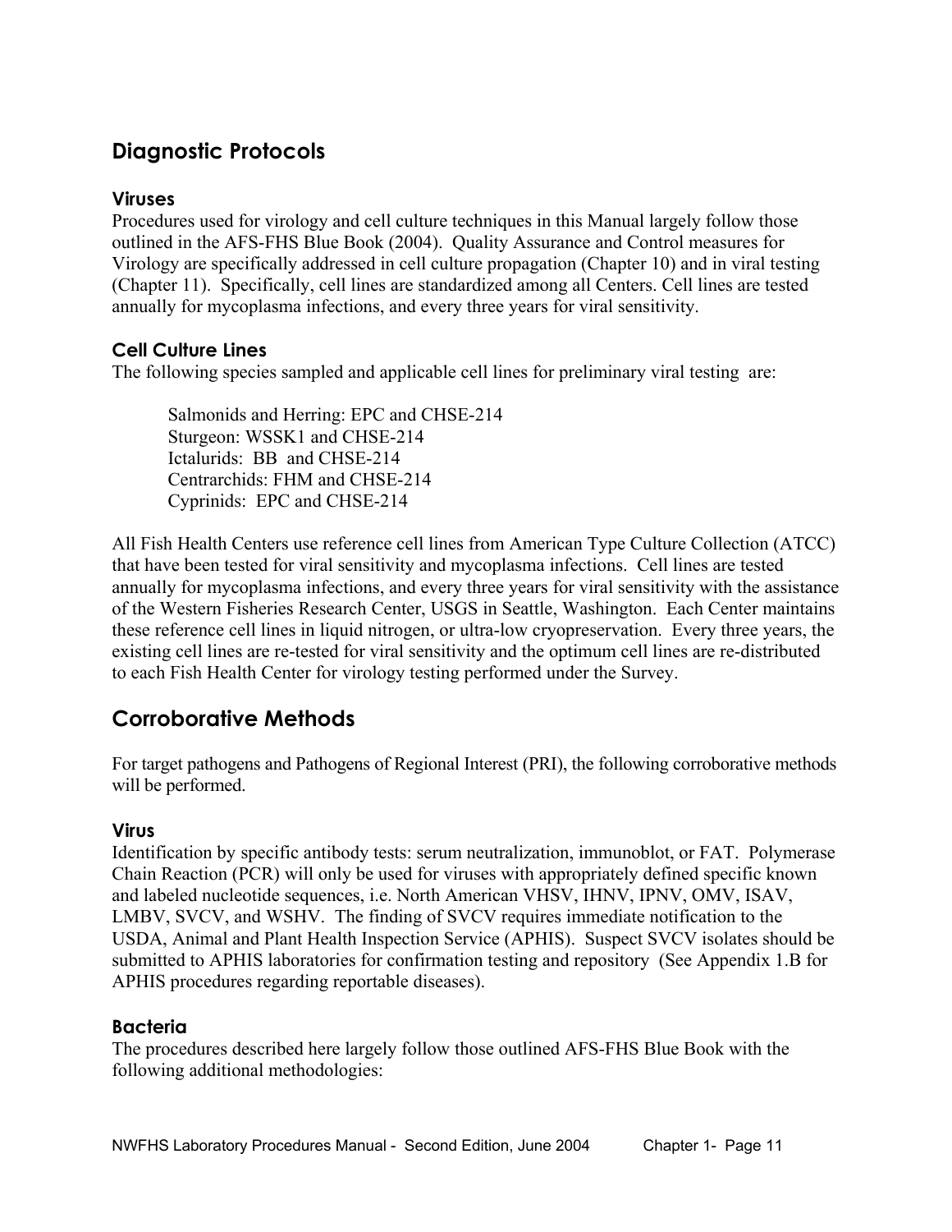## Diagnostic Protocols

### Viruses

Procedures used for virology and cell culture techniques in this Manual largely follow those outlined in the AFS-FHS Blue Book (2004). Quality Assurance and Control measures for Virology are specifically addressed in cell culture propagation (Chapter 10) and in viral testing (Chapter 11). Specifically, cell lines are standardized among all Centers. Cell lines are tested annually for mycoplasma infections, and every three years for viral sensitivity.

### Cell Culture Lines

The following species sampled and applicable cell lines for preliminary viral testing are:

Salmonids and Herring: EPC and CHSE-214
Sturgeon: WSSK1 and CHSE-214
Ictalurids: BB and CHSE-214
Centrarchids: FHM and CHSE-214
Cyprinids: EPC and CHSE-214

All Fish Health Centers use reference cell lines from American Type Culture Collection (ATCC) that have been tested for viral sensitivity and mycoplasma infections. Cell lines are tested annually for mycoplasma infections, and every three years for viral sensitivity with the assistance of the Western Fisheries Research Center, USGS in Seattle, Washington. Each Center maintains these reference cell lines in liquid nitrogen, or ultra-low cryopreservation. Every three years, the existing cell lines are re-tested for viral sensitivity and the optimum cell lines are re-distributed to each Fish Health Center for virology testing performed under the Survey.

## Corroborative Methods

For target pathogens and Pathogens of Regional Interest (PRI), the following corroborative methods will be performed.

### Virus

Identification by specific antibody tests: serum neutralization, immunoblot, or FAT. Polymerase Chain Reaction (PCR) will only be used for viruses with appropriately defined specific known and labeled nucleotide sequences, i.e. North American VHSV, IHNV, IPNV, OMV, ISAV, LMBV, SVCV, and WSHV. The finding of SVCV requires immediate notification to the USDA, Animal and Plant Health Inspection Service (APHIS). Suspect SVCV isolates should be submitted to APHIS laboratories for confirmation testing and repository (See Appendix 1.B for APHIS procedures regarding reportable diseases).

### Bacteria

The procedures described here largely follow those outlined AFS-FHS Blue Book with the following additional methodologies: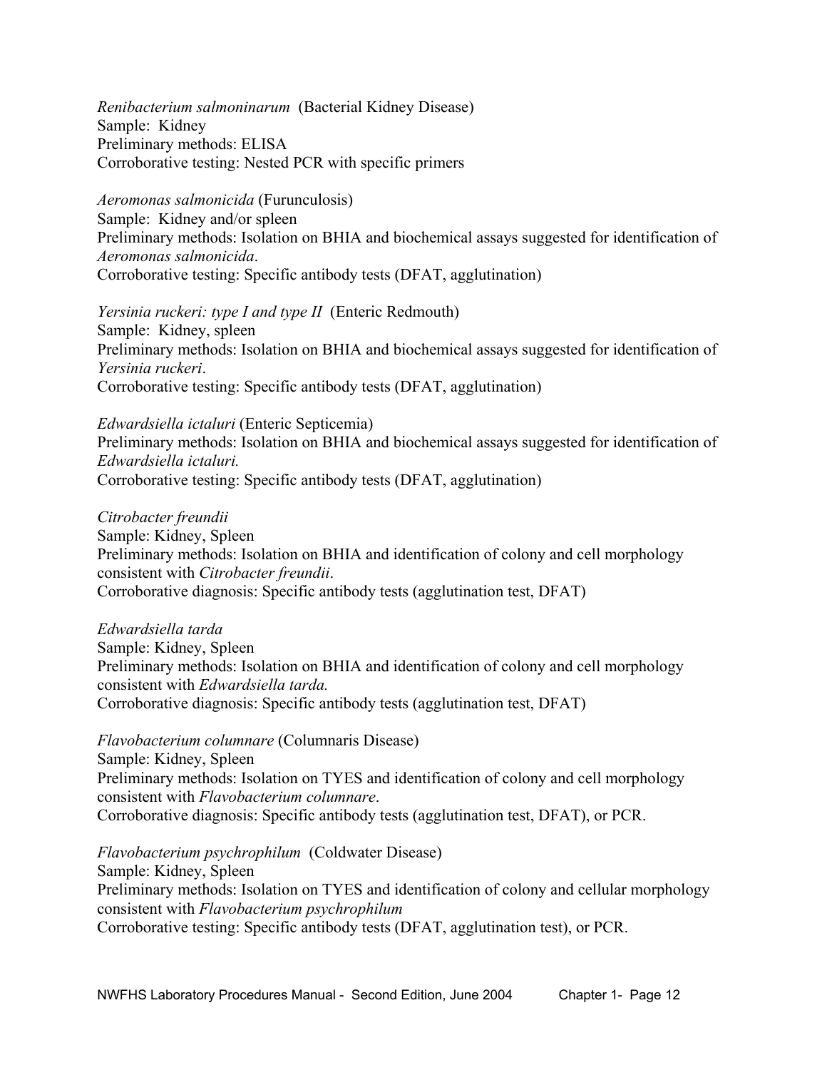*Renibacterium salmoninarum* (Bacterial Kidney Disease)
Sample: Kidney
Preliminary methods: ELISA
Corroborative testing: Nested PCR with specific primers

*Aeromonas salmonicida* (Furunculosis)
Sample: Kidney and/or spleen
Preliminary methods: Isolation on BHIA and biochemical assays suggested for identification of *Aeromonas salmonicida*.
Corroborative testing: Specific antibody tests (DFAT, agglutination)

*Yersinia ruckeri: type I and type II* (Enteric Redmouth)
Sample: Kidney, spleen
Preliminary methods: Isolation on BHIA and biochemical assays suggested for identification of *Yersinia ruckeri*.
Corroborative testing: Specific antibody tests (DFAT, agglutination)

*Edwardsiella ictaluri* (Enteric Septicemia)
Preliminary methods: Isolation on BHIA and biochemical assays suggested for identification of *Edwardsiella ictaluri.*
Corroborative testing: Specific antibody tests (DFAT, agglutination)

*Citrobacter freundii*
Sample: Kidney, Spleen
Preliminary methods: Isolation on BHIA and identification of colony and cell morphology consistent with *Citrobacter freundii*.
Corroborative diagnosis: Specific antibody tests (agglutination test, DFAT)

*Edwardsiella tarda*
Sample: Kidney, Spleen
Preliminary methods: Isolation on BHIA and identification of colony and cell morphology consistent with *Edwardsiella tarda.*
Corroborative diagnosis: Specific antibody tests (agglutination test, DFAT)

*Flavobacterium columnare* (Columnaris Disease)
Sample: Kidney, Spleen
Preliminary methods: Isolation on TYES and identification of colony and cell morphology consistent with *Flavobacterium columnare*.
Corroborative diagnosis: Specific antibody tests (agglutination test, DFAT), or PCR.

*Flavobacterium psychrophilum* (Coldwater Disease)
Sample: Kidney, Spleen
Preliminary methods: Isolation on TYES and identification of colony and cellular morphology consistent with *Flavobacterium psychrophilum*
Corroborative testing: Specific antibody tests (DFAT, agglutination test), or PCR.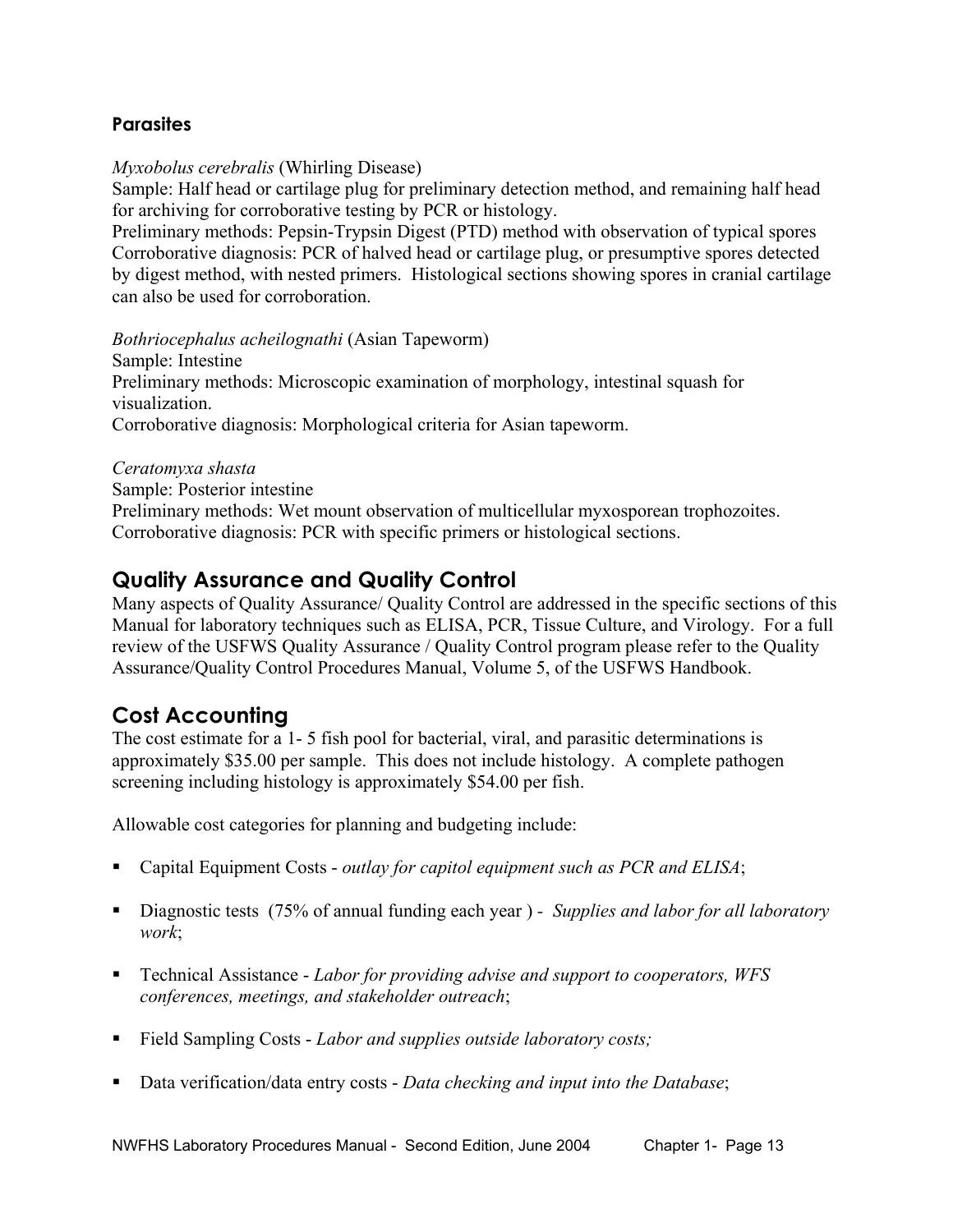### Parasites

*Myxobolus cerebralis* (Whirling Disease)
Sample: Half head or cartilage plug for preliminary detection method, and remaining half head for archiving for corroborative testing by PCR or histology.
Preliminary methods: Pepsin-Trypsin Digest (PTD) method with observation of typical spores
Corroborative diagnosis: PCR of halved head or cartilage plug, or presumptive spores detected by digest method, with nested primers. Histological sections showing spores in cranial cartilage can also be used for corroboration.

*Bothriocephalus acheilognathi* (Asian Tapeworm)
Sample: Intestine
Preliminary methods: Microscopic examination of morphology, intestinal squash for visualization.
Corroborative diagnosis: Morphological criteria for Asian tapeworm.

*Ceratomyxa shasta*
Sample: Posterior intestine
Preliminary methods: Wet mount observation of multicellular myxosporean trophozoites.
Corroborative diagnosis: PCR with specific primers or histological sections.

## Quality Assurance and Quality Control

Many aspects of Quality Assurance/ Quality Control are addressed in the specific sections of this Manual for laboratory techniques such as ELISA, PCR, Tissue Culture, and Virology. For a full review of the USFWS Quality Assurance / Quality Control program please refer to the Quality Assurance/Quality Control Procedures Manual, Volume 5, of the USFWS Handbook.

## Cost Accounting

The cost estimate for a 1- 5 fish pool for bacterial, viral, and parasitic determinations is approximately $35.00 per sample. This does not include histology. A complete pathogen screening including histology is approximately $54.00 per fish.

Allowable cost categories for planning and budgeting include:

- Capital Equipment Costs - *outlay for capitol equipment such as PCR and ELISA*;
- Diagnostic tests (75% of annual funding each year ) - *Supplies and labor for all laboratory work*;
- Technical Assistance - *Labor for providing advise and support to cooperators, WFS conferences, meetings, and stakeholder outreach*;
- Field Sampling Costs - *Labor and supplies outside laboratory costs;*
- Data verification/data entry costs - *Data checking and input into the Database*;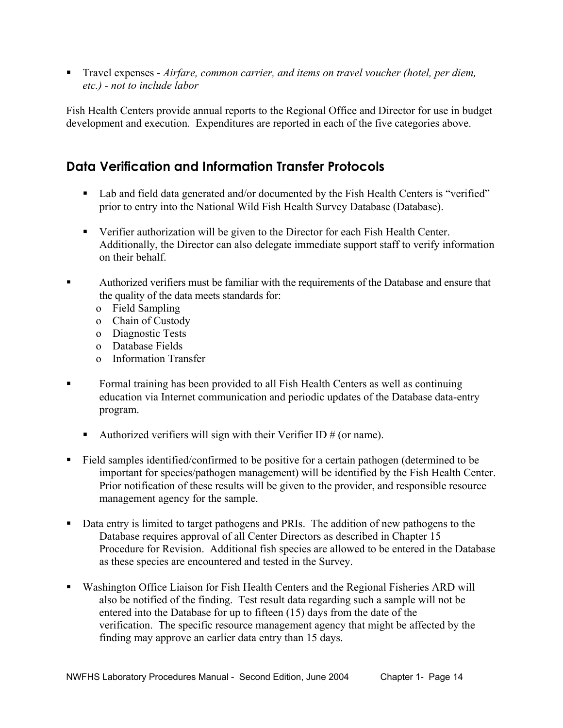- Travel expenses - *Airfare, common carrier, and items on travel voucher (hotel, per diem, etc.) - not to include labor*

Fish Health Centers provide annual reports to the Regional Office and Director for use in budget development and execution. Expenditures are reported in each of the five categories above.

## Data Verification and Information Transfer Protocols

- Lab and field data generated and/or documented by the Fish Health Centers is "verified" prior to entry into the National Wild Fish Health Survey Database (Database).
- Verifier authorization will be given to the Director for each Fish Health Center. Additionally, the Director can also delegate immediate support staff to verify information on their behalf.
- Authorized verifiers must be familiar with the requirements of the Database and ensure that the quality of the data meets standards for:
  - Field Sampling
  - Chain of Custody
  - Diagnostic Tests
  - Database Fields
  - Information Transfer
- Formal training has been provided to all Fish Health Centers as well as continuing education via Internet communication and periodic updates of the Database data-entry program.
- Authorized verifiers will sign with their Verifier ID # (or name).
- Field samples identified/confirmed to be positive for a certain pathogen (determined to be important for species/pathogen management) will be identified by the Fish Health Center. Prior notification of these results will be given to the provider, and responsible resource management agency for the sample.
- Data entry is limited to target pathogens and PRIs. The addition of new pathogens to the Database requires approval of all Center Directors as described in Chapter 15 – Procedure for Revision. Additional fish species are allowed to be entered in the Database as these species are encountered and tested in the Survey.
- Washington Office Liaison for Fish Health Centers and the Regional Fisheries ARD will also be notified of the finding. Test result data regarding such a sample will not be entered into the Database for up to fifteen (15) days from the date of the verification. The specific resource management agency that might be affected by the finding may approve an earlier data entry than 15 days.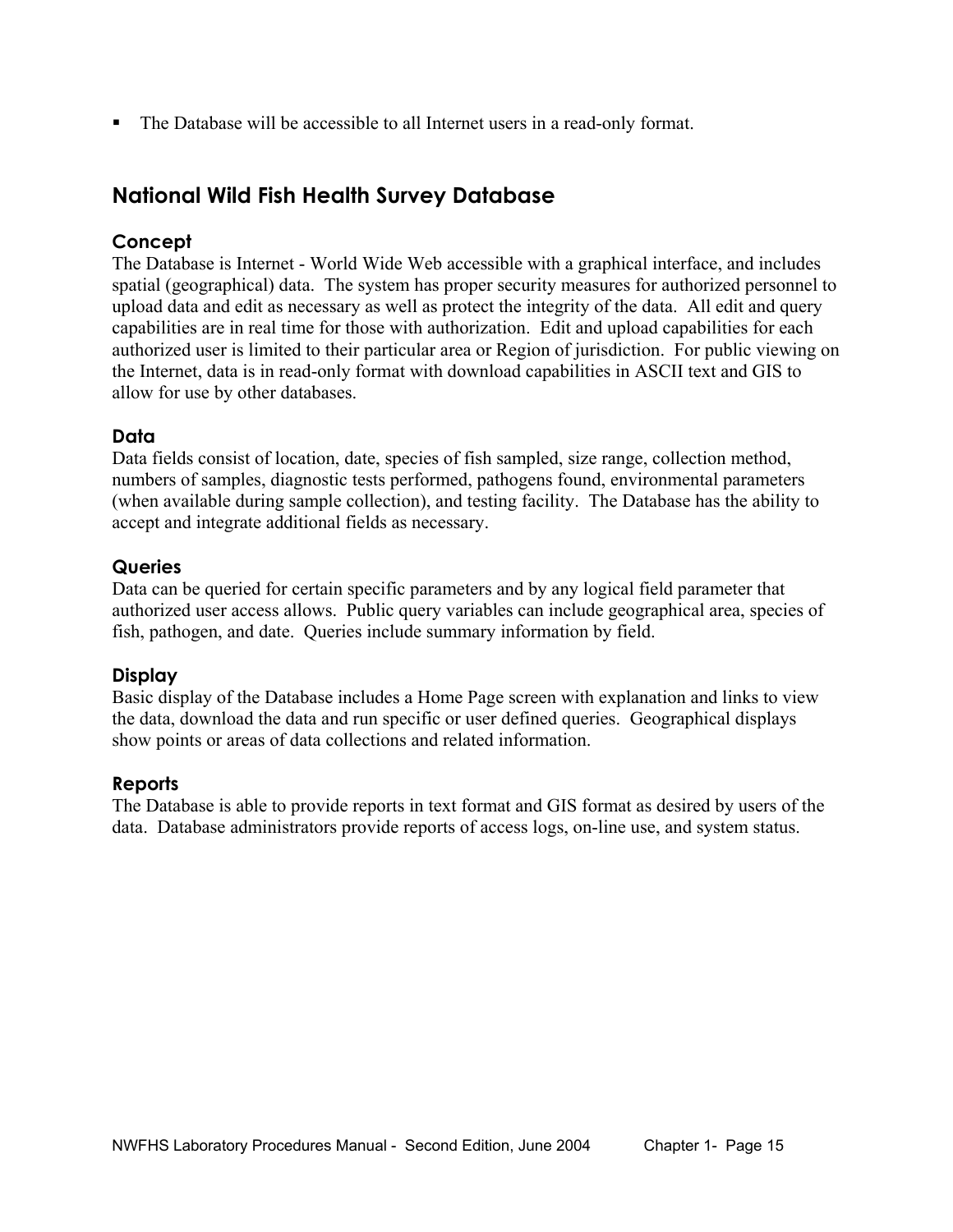- The Database will be accessible to all Internet users in a read-only format.

## National Wild Fish Health Survey Database

### Concept

The Database is Internet - World Wide Web accessible with a graphical interface, and includes spatial (geographical) data. The system has proper security measures for authorized personnel to upload data and edit as necessary as well as protect the integrity of the data. All edit and query capabilities are in real time for those with authorization. Edit and upload capabilities for each authorized user is limited to their particular area or Region of jurisdiction. For public viewing on the Internet, data is in read-only format with download capabilities in ASCII text and GIS to allow for use by other databases.

### Data

Data fields consist of location, date, species of fish sampled, size range, collection method, numbers of samples, diagnostic tests performed, pathogens found, environmental parameters (when available during sample collection), and testing facility. The Database has the ability to accept and integrate additional fields as necessary.

### Queries

Data can be queried for certain specific parameters and by any logical field parameter that authorized user access allows. Public query variables can include geographical area, species of fish, pathogen, and date. Queries include summary information by field.

### Display

Basic display of the Database includes a Home Page screen with explanation and links to view the data, download the data and run specific or user defined queries. Geographical displays show points or areas of data collections and related information.

### Reports

The Database is able to provide reports in text format and GIS format as desired by users of the data. Database administrators provide reports of access logs, on-line use, and system status.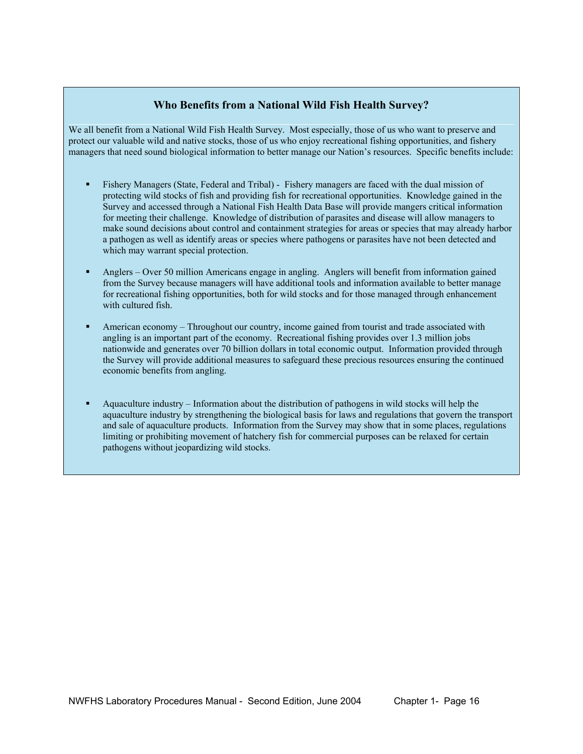## Who Benefits from a National Wild Fish Health Survey?

We all benefit from a National Wild Fish Health Survey. Most especially, those of us who want to preserve and protect our valuable wild and native stocks, those of us who enjoy recreational fishing opportunities, and fishery managers that need sound biological information to better manage our Nation's resources. Specific benefits include:

- Fishery Managers (State, Federal and Tribal) - Fishery managers are faced with the dual mission of protecting wild stocks of fish and providing fish for recreational opportunities. Knowledge gained in the Survey and accessed through a National Fish Health Data Base will provide mangers critical information for meeting their challenge. Knowledge of distribution of parasites and disease will allow managers to make sound decisions about control and containment strategies for areas or species that may already harbor a pathogen as well as identify areas or species where pathogens or parasites have not been detected and which may warrant special protection.

- Anglers – Over 50 million Americans engage in angling. Anglers will benefit from information gained from the Survey because managers will have additional tools and information available to better manage for recreational fishing opportunities, both for wild stocks and for those managed through enhancement with cultured fish.

- American economy – Throughout our country, income gained from tourist and trade associated with angling is an important part of the economy. Recreational fishing provides over 1.3 million jobs nationwide and generates over 70 billion dollars in total economic output. Information provided through the Survey will provide additional measures to safeguard these precious resources ensuring the continued economic benefits from angling.

- Aquaculture industry – Information about the distribution of pathogens in wild stocks will help the aquaculture industry by strengthening the biological basis for laws and regulations that govern the transport and sale of aquaculture products. Information from the Survey may show that in some places, regulations limiting or prohibiting movement of hatchery fish for commercial purposes can be relaxed for certain pathogens without jeopardizing wild stocks.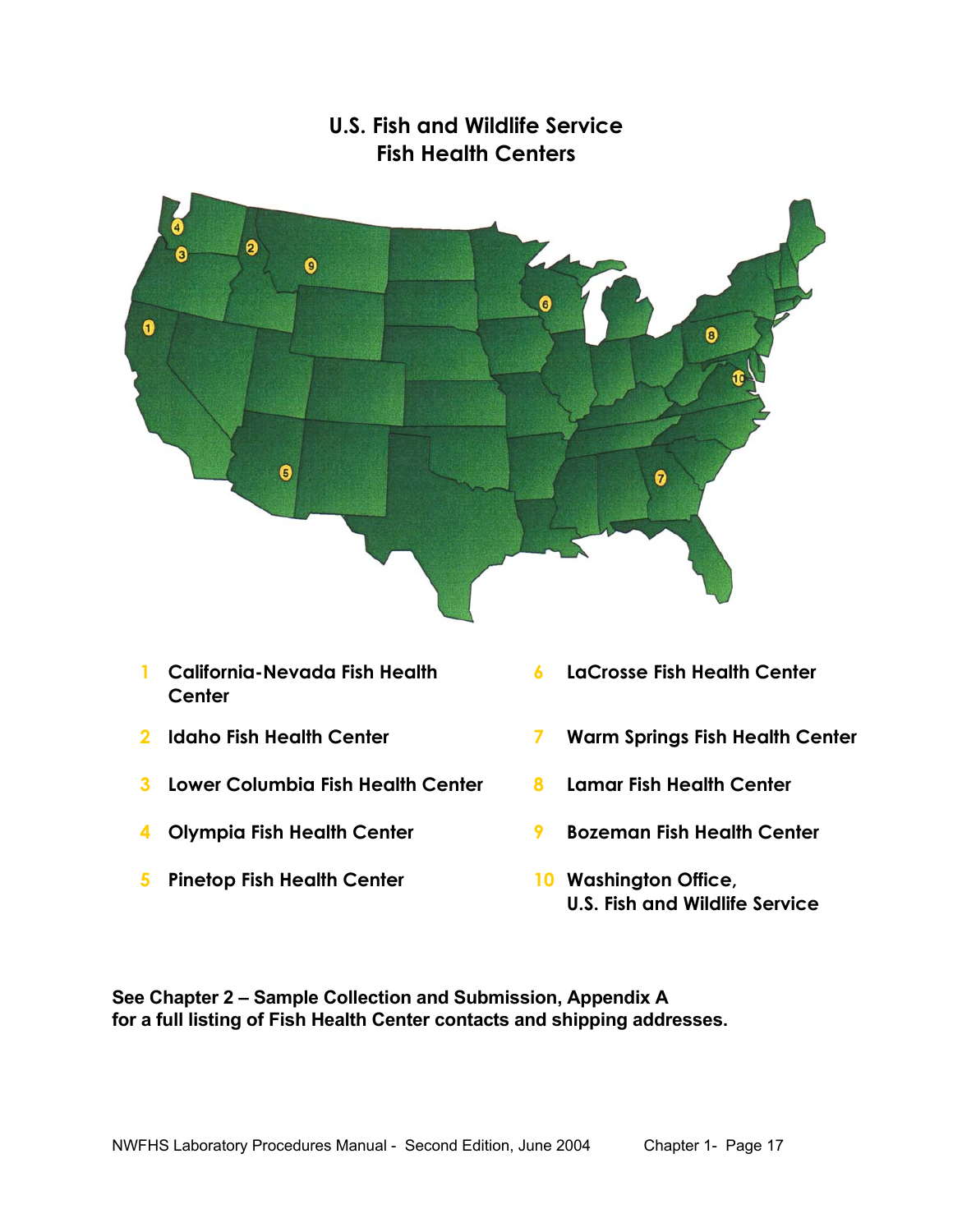## U.S. Fish and Wildlife Service
## Fish Health Centers

1. California-Nevada Fish Health Center
2. Idaho Fish Health Center
3. Lower Columbia Fish Health Center
4. Olympia Fish Health Center
5. Pinetop Fish Health Center
6. LaCrosse Fish Health Center
7. Warm Springs Fish Health Center
8. Lamar Fish Health Center
9. Bozeman Fish Health Center
10. Washington Office, U.S. Fish and Wildlife Service

**See Chapter 2 – Sample Collection and Submission, Appendix A for a full listing of Fish Health Center contacts and shipping addresses.**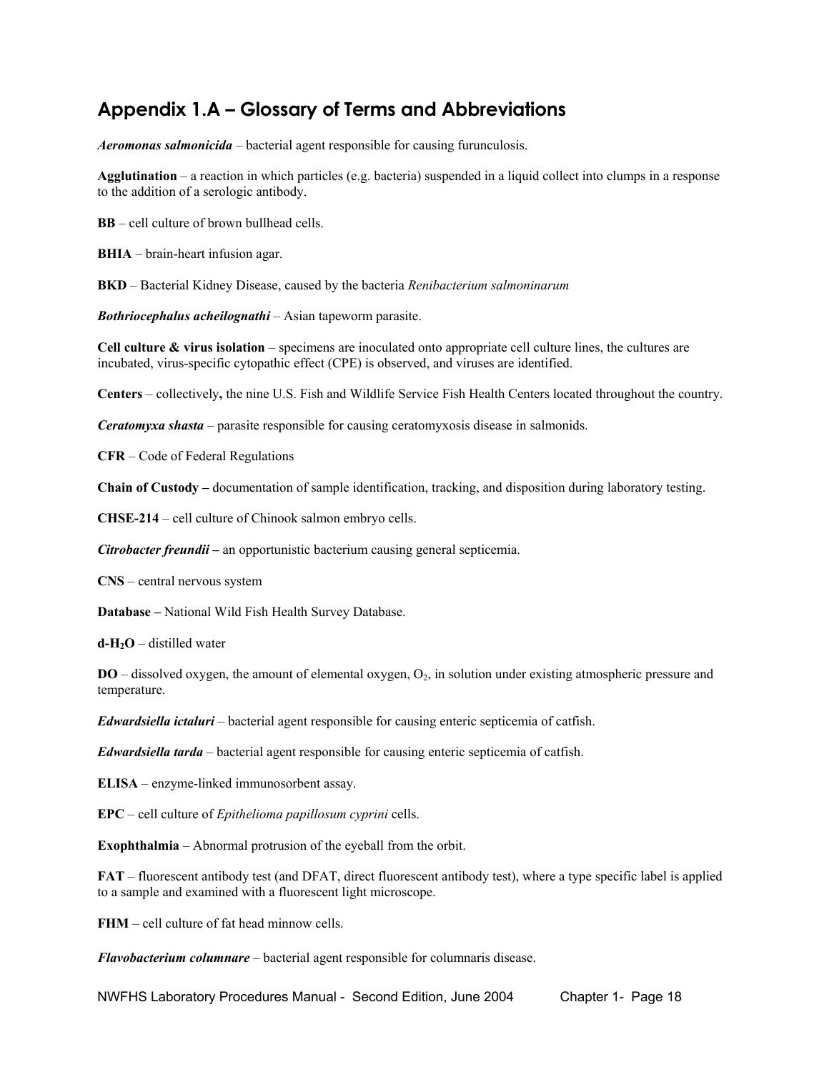## Appendix 1.A – Glossary of Terms and Abbreviations

***Aeromonas salmonicida*** – bacterial agent responsible for causing furunculosis.

**Agglutination** – a reaction in which particles (e.g. bacteria) suspended in a liquid collect into clumps in a response to the addition of a serologic antibody.

**BB** – cell culture of brown bullhead cells.

**BHIA** – brain-heart infusion agar.

**BKD** – Bacterial Kidney Disease, caused by the bacteria *Renibacterium salmoninarum*

***Bothriocephalus acheilognathi*** – Asian tapeworm parasite.

**Cell culture & virus isolation** – specimens are inoculated onto appropriate cell culture lines, the cultures are incubated, virus-specific cytopathic effect (CPE) is observed, and viruses are identified.

**Centers** – collectively**,** the nine U.S. Fish and Wildlife Service Fish Health Centers located throughout the country.

***Ceratomyxa shasta*** – parasite responsible for causing ceratomyxosis disease in salmonids.

**CFR** – Code of Federal Regulations

**Chain of Custody –** documentation of sample identification, tracking, and disposition during laboratory testing.

**CHSE-214** – cell culture of Chinook salmon embryo cells.

***Citrobacter freundii* –** an opportunistic bacterium causing general septicemia.

**CNS** – central nervous system

**Database –** National Wild Fish Health Survey Database.

**d-$H_2O$** – distilled water

**DO** – dissolved oxygen, the amount of elemental oxygen, $O_2$, in solution under existing atmospheric pressure and temperature.

***Edwardsiella ictaluri*** – bacterial agent responsible for causing enteric septicemia of catfish.

***Edwardsiella tarda*** – bacterial agent responsible for causing enteric septicemia of catfish.

**ELISA** – enzyme-linked immunosorbent assay.

**EPC** – cell culture of *Epithelioma papillosum cyprini* cells.

**Exophthalmia** – Abnormal protrusion of the eyeball from the orbit.

**FAT** – fluorescent antibody test (and DFAT, direct fluorescent antibody test), where a type specific label is applied to a sample and examined with a fluorescent light microscope.

**FHM** – cell culture of fat head minnow cells.

***Flavobacterium columnare*** – bacterial agent responsible for columnaris disease.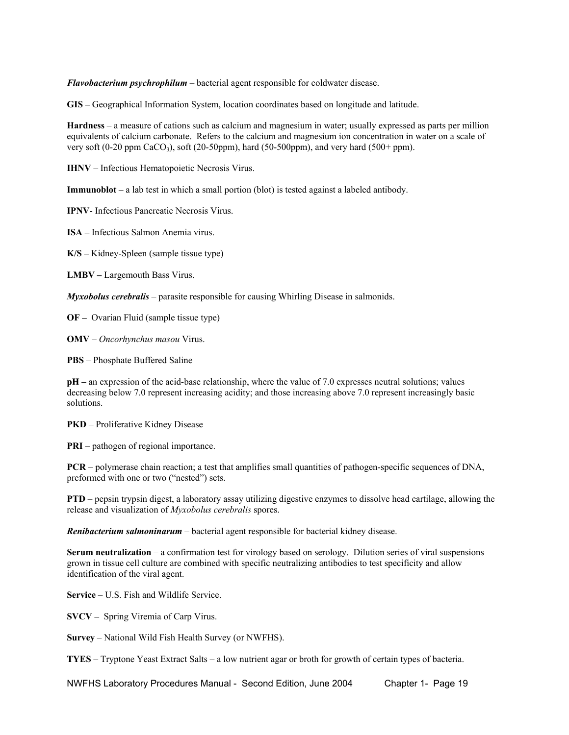***Flavobacterium psychrophilum*** – bacterial agent responsible for coldwater disease.

**GIS –** Geographical Information System, location coordinates based on longitude and latitude.

**Hardness** – a measure of cations such as calcium and magnesium in water; usually expressed as parts per million equivalents of calcium carbonate. Refers to the calcium and magnesium ion concentration in water on a scale of very soft (0-20 ppm $CaCO_3$), soft (20-50ppm), hard (50-500ppm), and very hard (500+ ppm).

**IHNV** – Infectious Hematopoietic Necrosis Virus.

**Immunoblot** – a lab test in which a small portion (blot) is tested against a labeled antibody.

**IPNV**- Infectious Pancreatic Necrosis Virus.

**ISA –** Infectious Salmon Anemia virus.

**K/S –** Kidney-Spleen (sample tissue type)

**LMBV –** Largemouth Bass Virus.

***Myxobolus cerebralis*** – parasite responsible for causing Whirling Disease in salmonids.

**OF –** Ovarian Fluid (sample tissue type)

**OMV** – *Oncorhynchus masou* Virus.

**PBS** – Phosphate Buffered Saline

**pH –** an expression of the acid-base relationship, where the value of 7.0 expresses neutral solutions; values decreasing below 7.0 represent increasing acidity; and those increasing above 7.0 represent increasingly basic solutions.

**PKD** – Proliferative Kidney Disease

**PRI** – pathogen of regional importance.

**PCR** – polymerase chain reaction; a test that amplifies small quantities of pathogen-specific sequences of DNA, preformed with one or two ("nested") sets.

**PTD** – pepsin trypsin digest, a laboratory assay utilizing digestive enzymes to dissolve head cartilage, allowing the release and visualization of *Myxobolus cerebralis* spores.

***Renibacterium salmoninarum*** – bacterial agent responsible for bacterial kidney disease.

**Serum neutralization** – a confirmation test for virology based on serology. Dilution series of viral suspensions grown in tissue cell culture are combined with specific neutralizing antibodies to test specificity and allow identification of the viral agent.

**Service** – U.S. Fish and Wildlife Service.

**SVCV –** Spring Viremia of Carp Virus.

**Survey** – National Wild Fish Health Survey (or NWFHS).

**TYES** – Tryptone Yeast Extract Salts – a low nutrient agar or broth for growth of certain types of bacteria.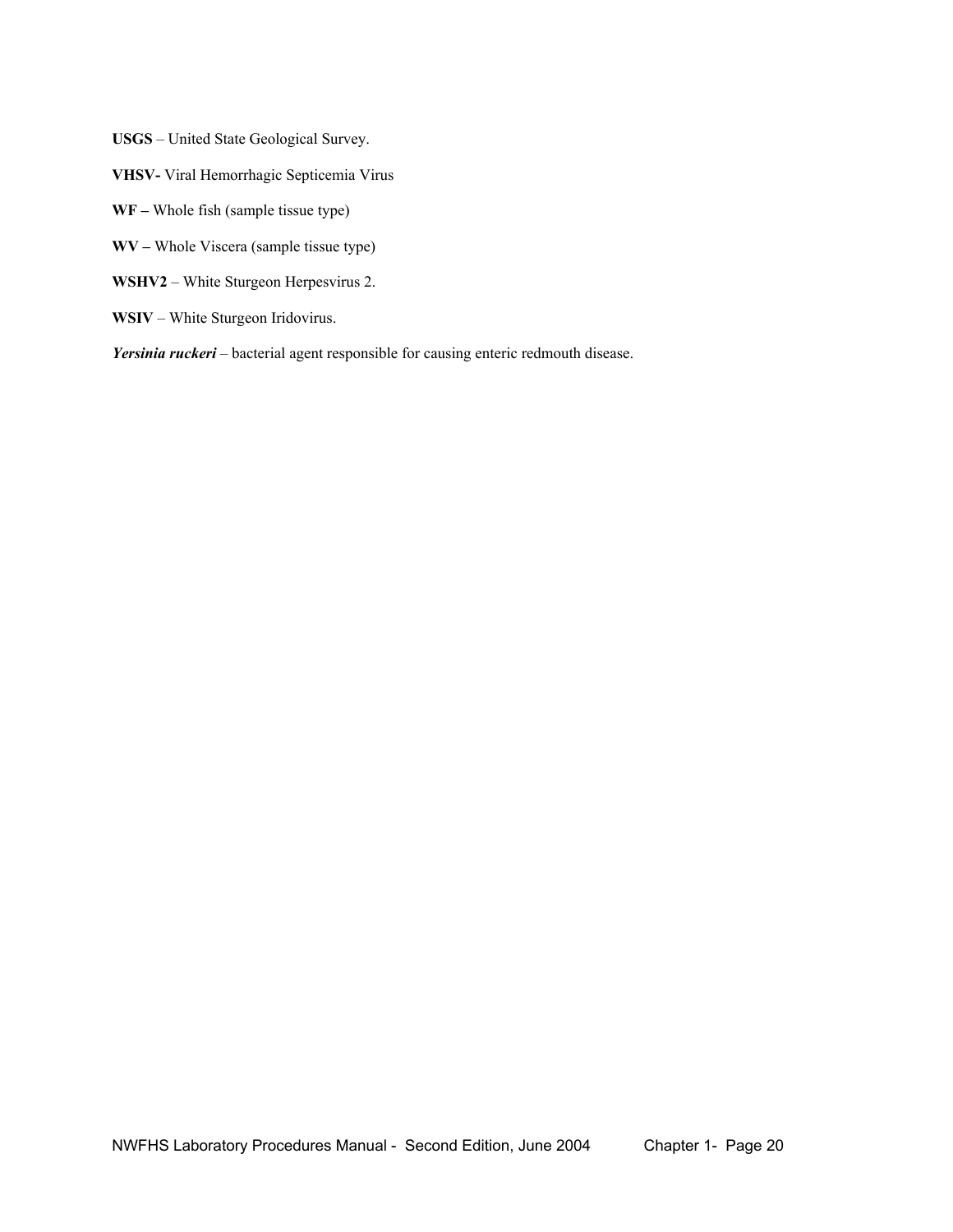**USGS** – United State Geological Survey.

**VHSV-** Viral Hemorrhagic Septicemia Virus

**WF –** Whole fish (sample tissue type)

**WV –** Whole Viscera (sample tissue type)

**WSHV2** – White Sturgeon Herpesvirus 2.

**WSIV** – White Sturgeon Iridovirus.

***Yersinia ruckeri*** – bacterial agent responsible for causing enteric redmouth disease.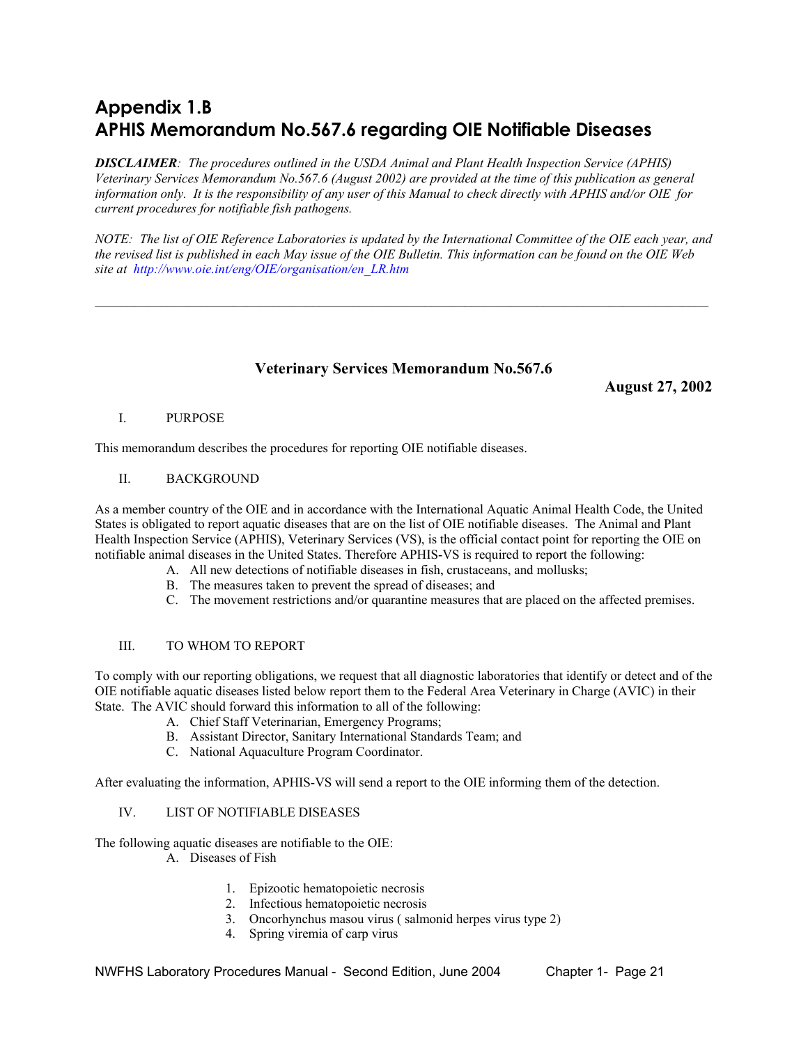# Appendix 1.B
# APHIS Memorandum No.567.6 regarding OIE Notifiable Diseases

***DISCLAIMER**: The procedures outlined in the USDA Animal and Plant Health Inspection Service (APHIS) Veterinary Services Memorandum No.567.6 (August 2002) are provided at the time of this publication as general information only. It is the responsibility of any user of this Manual to check directly with APHIS and/or OIE for current procedures for notifiable fish pathogens.*

*NOTE: The list of OIE Reference Laboratories is updated by the International Committee of the OIE each year, and the revised list is published in each May issue of the OIE Bulletin. This information can be found on the OIE Web site at http://www.oie.int/eng/OIE/organisation/en_LR.htm*

---

## Veterinary Services Memorandum No.567.6

**August 27, 2002**

I. PURPOSE

This memorandum describes the procedures for reporting OIE notifiable diseases.

II. BACKGROUND

As a member country of the OIE and in accordance with the International Aquatic Animal Health Code, the United States is obligated to report aquatic diseases that are on the list of OIE notifiable diseases. The Animal and Plant Health Inspection Service (APHIS), Veterinary Services (VS), is the official contact point for reporting the OIE on notifiable animal diseases in the United States. Therefore APHIS-VS is required to report the following:

A. All new detections of notifiable diseases in fish, crustaceans, and mollusks;
B. The measures taken to prevent the spread of diseases; and
C. The movement restrictions and/or quarantine measures that are placed on the affected premises.

III. TO WHOM TO REPORT

To comply with our reporting obligations, we request that all diagnostic laboratories that identify or detect and of the OIE notifiable aquatic diseases listed below report them to the Federal Area Veterinary in Charge (AVIC) in their State. The AVIC should forward this information to all of the following:

A. Chief Staff Veterinarian, Emergency Programs;
B. Assistant Director, Sanitary International Standards Team; and
C. National Aquaculture Program Coordinator.

After evaluating the information, APHIS-VS will send a report to the OIE informing them of the detection.

IV. LIST OF NOTIFIABLE DISEASES

The following aquatic diseases are notifiable to the OIE:

A. Diseases of Fish

1. Epizootic hematopoietic necrosis
2. Infectious hematopoietic necrosis
3. Oncorhynchus masou virus ( salmonid herpes virus type 2)
4. Spring viremia of carp virus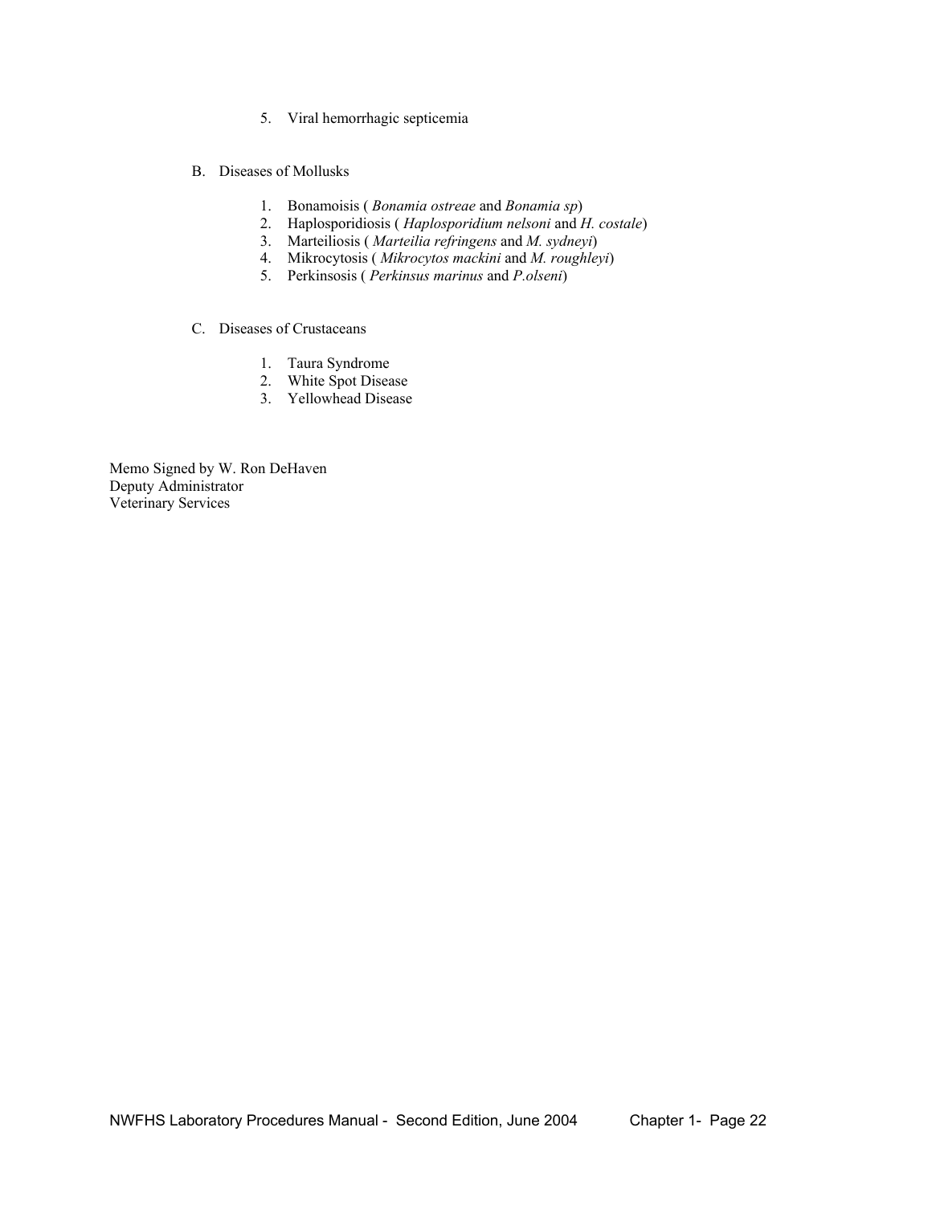5. Viral hemorrhagic septicemia

B. Diseases of Mollusks

1. Bonamoisis ( *Bonamia ostreae* and *Bonamia sp*)
2. Haplosporidiosis ( *Haplosporidium nelsoni* and *H. costale*)
3. Marteiliosis ( *Marteilia refringens* and *M. sydneyi*)
4. Mikrocytosis ( *Mikrocytos mackini* and *M. roughleyi*)
5. Perkinsosis ( *Perkinsus marinus* and *P.olseni*)

C. Diseases of Crustaceans

1. Taura Syndrome
2. White Spot Disease
3. Yellowhead Disease

Memo Signed by W. Ron DeHaven
Deputy Administrator
Veterinary Services